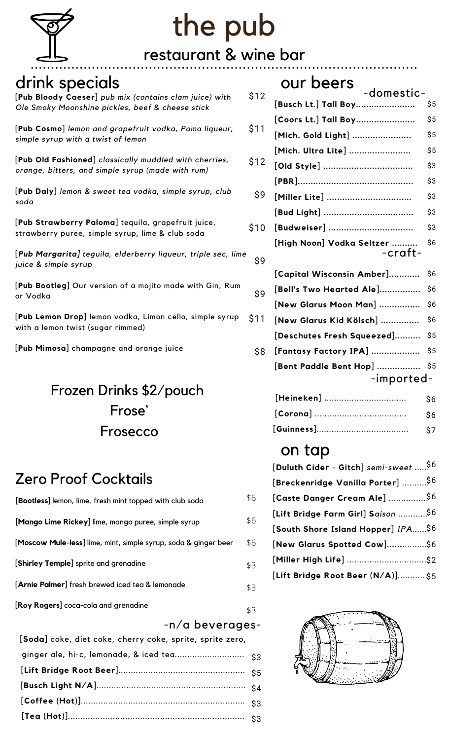# the pub

## restaurant & wine bar

## drink specials

[**Pub Bloody Caeser**] *pub mix (contains clam juice) with Ole Smoky Moonshine pickles, beef & cheese stick* $12

[**Pub Cosmo**] *lemon and grapefruit vodka, Pama liqueur, simple syrup with a twist of lemon* $11

[**Pub Old Fashioned**] *classically muddled with cherries, orange, bitters, and simple syrup (made with rum)* $12

[**Pub Daly**] *lemon & sweet tea vodka, simple syrup, club soda* $9

[**Pub Strawberry Paloma**] tequila, grapefruit juice, strawberry puree, simple syrup, lime & club soda $10

[***Pub Margarita***] *teguila, elderberry liqueur, triple sec, lime juice & simple syrup* $9

[**Pub Bootleg**] Our version of a mojito made with Gin, Rum or Vodka $9

[**Pub Lemon Drop**] lemon vodka, Limon cello, simple syrup with a lemon twist (sugar rimmed) $11

[**Pub Mimosa**] champagne and orange juice $8

## Frozen Drinks $2/pouch

Frose'

Frosecco

## Zero Proof Cocktails

[**Bootless**] lemon, lime, fresh mint topped with club soda $6

[**Mango Lime Rickey**] lime, mango puree, simple syrup $6

[**Moscow Mule-less**] lime, mint, simple syrup, soda & ginger beer $6

[**Shirley Temple**] sprite and grenadine $3

[**Arnie Palmer**] fresh brewed iced tea & lemonade $3

[**Roy Rogers**] coca-cola and grenadine $3

### -n/a beverages-

[**Soda**] coke, diet coke, cherry coke, sprite, sprite zero, ginger ale, hi-c, lemonade, & iced tea.......... $3

[**Lift Bridge Root Beer**].......... $5

[**Busch Light N/A**].......... $4

[**Coffee (Hot)**].......... $3

[**Tea (Hot)**].......... $3

## our beers

### -domestic-

[**Busch Lt.] Tall Boy**.......... $5

[**Coors Lt.] Tall Boy**.......... $5

[**Mich. Gold Light**] .......... $5

[**Mich. Ultra Lite**] .......... $5

[**Old Style**] .......... $3

[**PBR**].......... $3

[**Miller Lite**] .......... $3

[**Bud Light**] .......... $3

[**Budweiser**] .......... $3

[**High Noon**] **Vodka Seltzer** .......... $6

### -craft-

[**Capital Wisconsin Amber**].......... $6

[**Bell's Two Hearted Ale**].......... $6

[**New Glarus Moon Man**] .......... $6

[**New Glarus Kid Kölsch**] .......... $6

[**Deschutes Fresh Squeezed**].......... $5

[**Fantasy Factory IPA**] .......... $5

[**Bent Paddle Bent Hop**] .......... $5

### -imported-

[**Heineken**] .......... $6

[**Corona**] .......... $6

[**Guinness**].......... $7

## on tap

[**Duluth Cider - Gitch**] *semi-sweet* .....$6

[**Breckenridge Vanilla Porter**] ..........$6

[**Caste Danger Cream Ale**] ..........$6

[**Lift Bridge Farm Girl**] **S***aison* ..........$6

[**South Shore Island Hopper**] *IPA*......$6

[**New Glarus Spotted Cow**]..........$6

[**Miller High Life**] ..........$2

[**Lift Bridge Root Beer (N/A)**]..........$5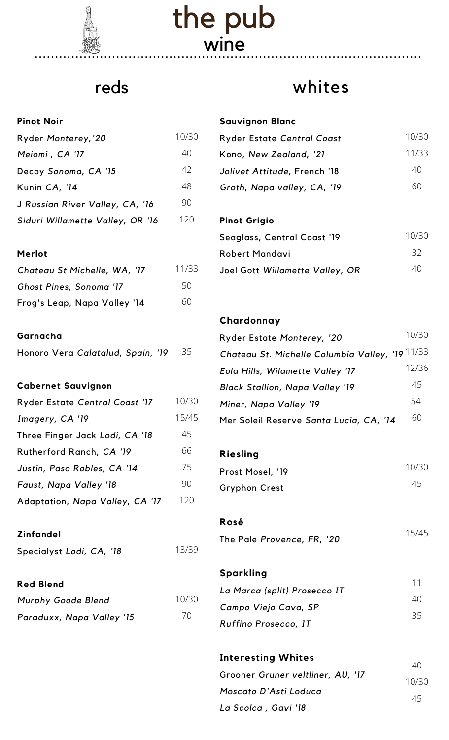# the pub

## wine

## reds

### Pinot Noir

| | |
|---|---|
| Ryder *Monterey,'20* | 10/30 |
| *Meiomi , CA '17* | 40 |
| Decoy *Sonoma, CA '15* | 42 |
| Kunin *CA, '14* | 48 |
| J *Russian River Valley, CA, '16* | 90 |
| *Siduri Willamette Valley, OR '16* | 120 |

### Merlot

| | |
|---|---|
| *Chateau St Michelle, WA, '17* | 11/33 |
| *Ghost Pines, Sonoma '17* | 50 |
| Frog's Leap, Napa Valley '14 | 60 |

### Garnacha

| | |
|---|---|
| Honoro Vera *Calatalud, Spain, '19* | 35 |

### Cabernet Sauvignon

| | |
|---|---|
| Ryder Estate *Central Coast '17* | 10/30 |
| *Imagery, CA '19* | 15/45 |
| Three Finger Jack *Lodi, CA '18* | 45 |
| Rutherford Ranch, *CA '19* | 66 |
| *Justin, Paso Robles, CA '14* | 75 |
| *Faust, Napa Valley '18* | 90 |
| Adaptation, *Napa Valley, CA '17* | 120 |

### Zinfandel

| | |
|---|---|
| Specialyst *Lodi, CA, '18* | 13/39 |

### Red Blend

| | |
|---|---|
| *Murphy Goode Blend* | 10/30 |
| *Paraduxx, Napa Valley '15* | 70 |

## whites

### Sauvignon Blanc

| | |
|---|---|
| Ryder Estate *Central Coast* | 10/30 |
| Kono, *New Zealand, '21* | 11/33 |
| *Jolivet Attitude*, French '18 | 40 |
| *Groth, Napa valley, CA, '19* | 60 |

### Pinot Grigio

| | |
|---|---|
| Seaglass, Central Coast '19 | 10/30 |
| Robert Mandavi | 32 |
| Joel Gott *Willamette Valley, OR* | 40 |

### Chardonnay

| | |
|---|---|
| Ryder Estate *Monterey, '20* | 10/30 |
| *Chateau St. Michelle Columbia Valley, '19* | 11/33 |
| *Eola Hills, Wilamette Valley '17* | 12/36 |
| *Black Stallion, Napa Valley '19* | 45 |
| *Miner, Napa Valley '19* | 54 |
| Mer Soleil Reserve *Santa Lucia, CA, '14* | 60 |

### Riesling

| | |
|---|---|
| Prost Mosel, '19 | 10/30 |
| Gryphon Crest | 45 |

### Rosé

| | |
|---|---|
| The Pale *Provence, FR, '20* | 15/45 |

### Sparkling

| | |
|---|---|
| *La Marca (split) Prosecco IT* | 11 |
| *Campo Viejo Cava, SP* | 40 |
| *Ruffino Prosecco, IT* | 35 |

### Interesting Whites

| | |
|---|---|
| Grooner *Gruner veltliner, AU, '17* | 40 |
| *Moscato D'Asti Loduca* | 10/30 |
| *La Scolca , Gavi '18* | 45 |